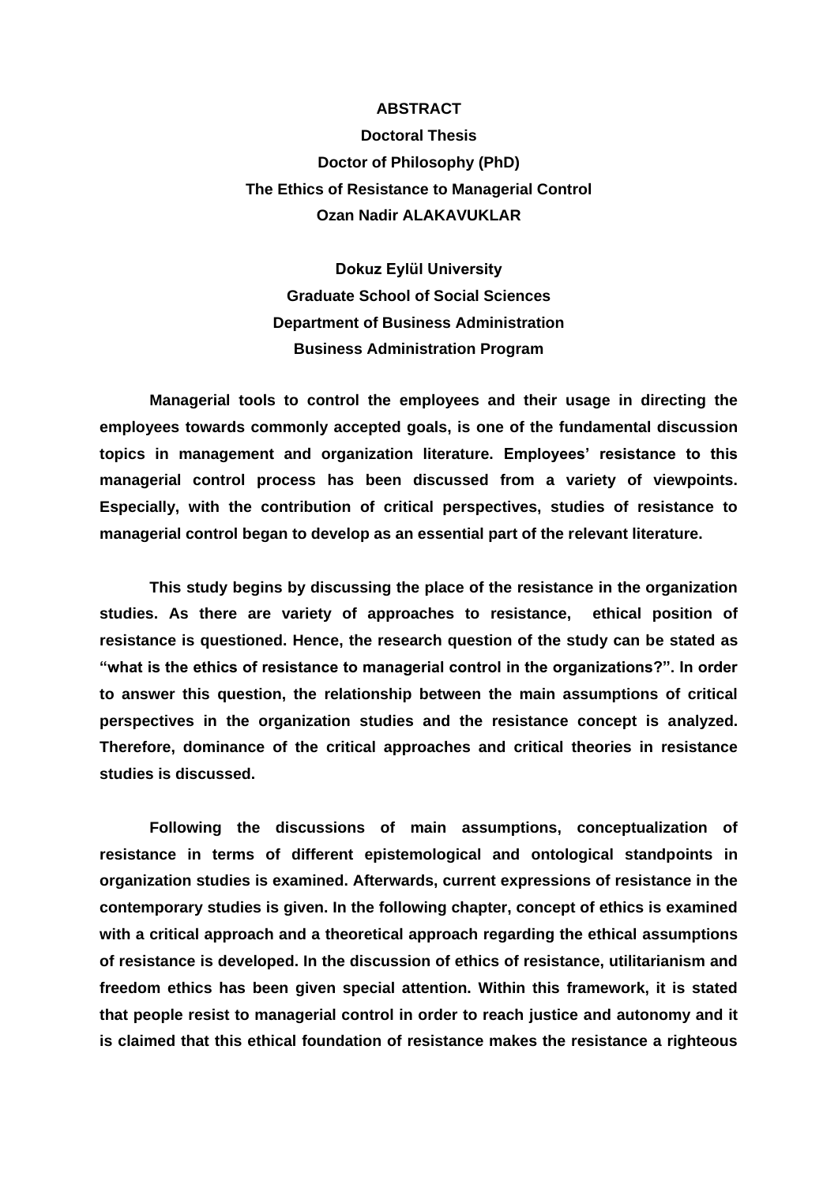# ABSTRACT

**Doctoral Thesis**

**Doctor of Philosophy (PhD)**

**The Ethics of Resistance to Managerial Control**

**Ozan Nadir ALAKAVUKLAR**

**Dokuz Eylül University**

**Graduate School of Social Sciences**

**Department of Business Administration**

**Business Administration Program**

**Managerial tools to control the employees and their usage in directing the employees towards commonly accepted goals, is one of the fundamental discussion topics in management and organization literature. Employees' resistance to this managerial control process has been discussed from a variety of viewpoints. Especially, with the contribution of critical perspectives, studies of resistance to managerial control began to develop as an essential part of the relevant literature.**

**This study begins by discussing the place of the resistance in the organization studies. As there are variety of approaches to resistance, ethical position of resistance is questioned. Hence, the research question of the study can be stated as "what is the ethics of resistance to managerial control in the organizations?". In order to answer this question, the relationship between the main assumptions of critical perspectives in the organization studies and the resistance concept is analyzed. Therefore, dominance of the critical approaches and critical theories in resistance studies is discussed.**

**Following the discussions of main assumptions, conceptualization of resistance in terms of different epistemological and ontological standpoints in organization studies is examined. Afterwards, current expressions of resistance in the contemporary studies is given. In the following chapter, concept of ethics is examined with a critical approach and a theoretical approach regarding the ethical assumptions of resistance is developed. In the discussion of ethics of resistance, utilitarianism and freedom ethics has been given special attention. Within this framework, it is stated that people resist to managerial control in order to reach justice and autonomy and it is claimed that this ethical foundation of resistance makes the resistance a righteous**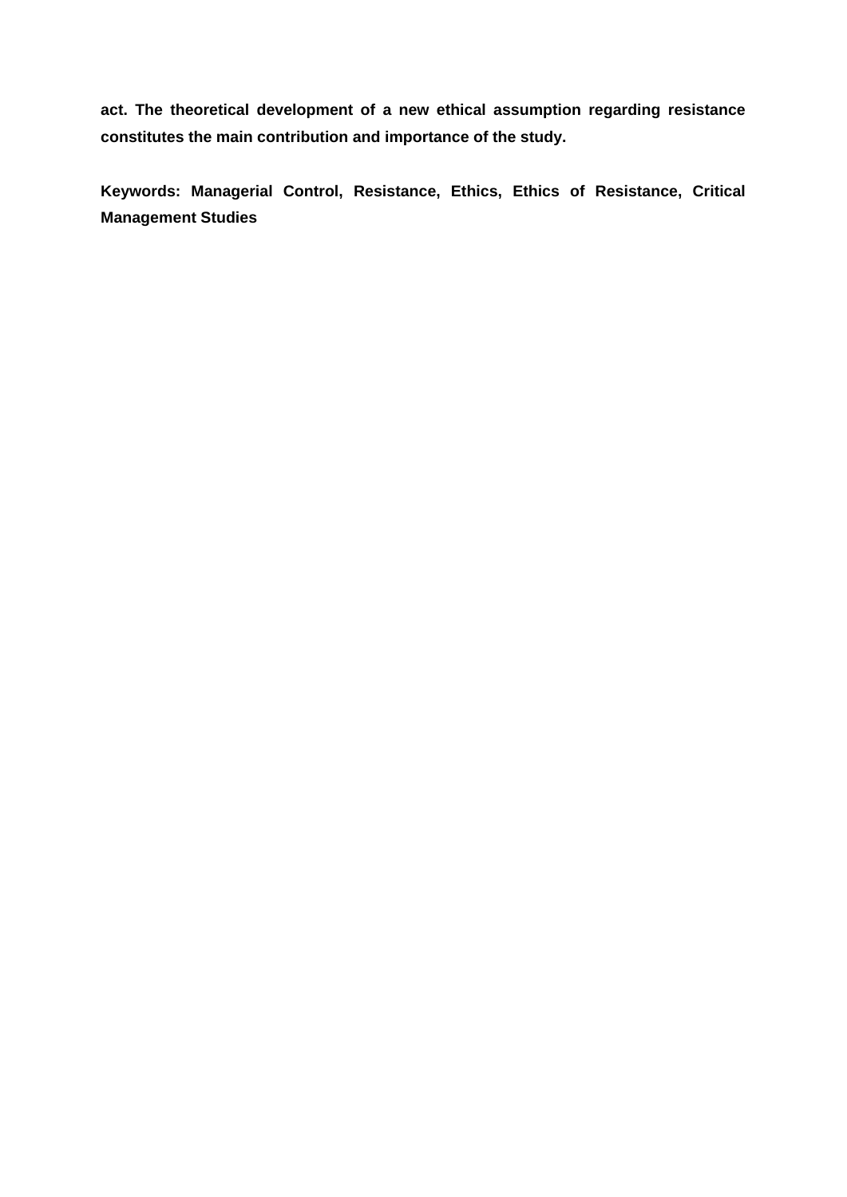**act. The theoretical development of a new ethical assumption regarding resistance constitutes the main contribution and importance of the study.**

**Keywords: Managerial Control, Resistance, Ethics, Ethics of Resistance, Critical Management Studies**